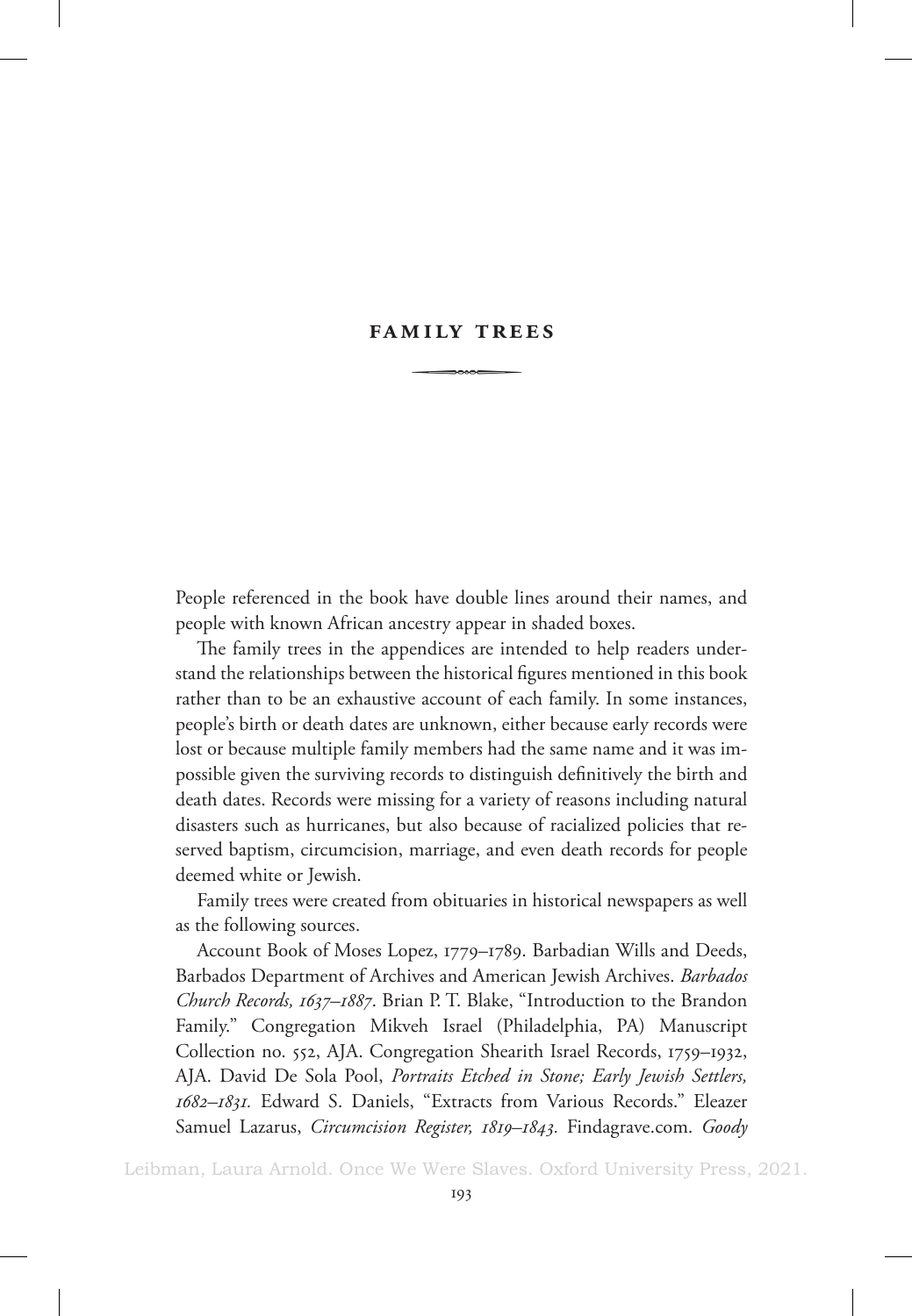# FAMILY TREES

People referenced in the book have double lines around their names, and people with known African ancestry appear in shaded boxes.

The family trees in the appendices are intended to help readers understand the relationships between the historical figures mentioned in this book rather than to be an exhaustive account of each family. In some instances, people's birth or death dates are unknown, either because early records were lost or because multiple family members had the same name and it was impossible given the surviving records to distinguish definitively the birth and death dates. Records were missing for a variety of reasons including natural disasters such as hurricanes, but also because of racialized policies that reserved baptism, circumcision, marriage, and even death records for people deemed white or Jewish.

Family trees were created from obituaries in historical newspapers as well as the following sources.

Account Book of Moses Lopez, 1779–1789. Barbadian Wills and Deeds, Barbados Department of Archives and American Jewish Archives. *Barbados Church Records, 1637–1887*. Brian P. T. Blake, "Introduction to the Brandon Family." Congregation Mikveh Israel (Philadelphia, PA) Manuscript Collection no. 552, AJA. Congregation Shearith Israel Records, 1759–1932, AJA. David De Sola Pool, *Portraits Etched in Stone; Early Jewish Settlers, 1682–1831.* Edward S. Daniels, "Extracts from Various Records." Eleazer Samuel Lazarus, *Circumcision Register, 1819–1843.* Findagrave.com. *Goody*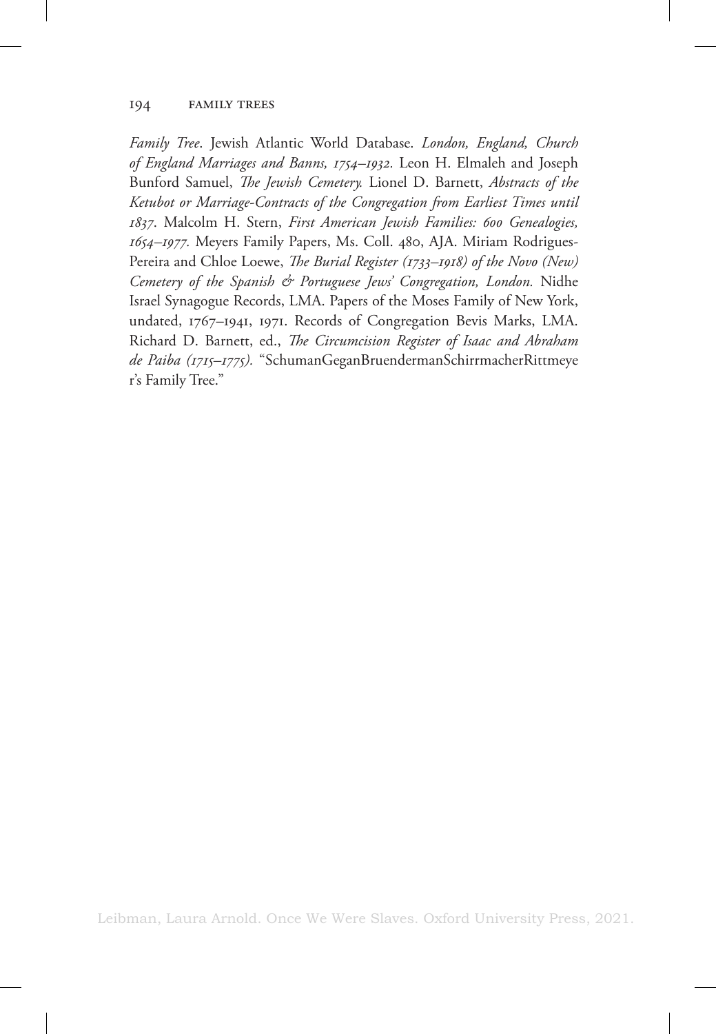*Family Tree*. Jewish Atlantic World Database. *London, England, Church of England Marriages and Banns, 1754–1932.* Leon H. Elmaleh and Joseph Bunford Samuel, *The Jewish Cemetery.* Lionel D. Barnett, *Abstracts of the Ketubot or Marriage-Contracts of the Congregation from Earliest Times until 1837*. Malcolm H. Stern, *First American Jewish Families: 600 Genealogies, 1654–1977.* Meyers Family Papers, Ms. Coll. 480, AJA. Miriam Rodrigues-Pereira and Chloe Loewe, *The Burial Register (1733–1918) of the Novo (New) Cemetery of the Spanish & Portuguese Jews' Congregation, London.* Nidhe Israel Synagogue Records, LMA. Papers of the Moses Family of New York, undated, 1767–1941, 1971. Records of Congregation Bevis Marks, LMA. Richard D. Barnett, ed., *The Circumcision Register of Isaac and Abraham de Paiba (1715–1775).* "SchumanGeganBruendermanSchirrmacherRittmeyer's Family Tree."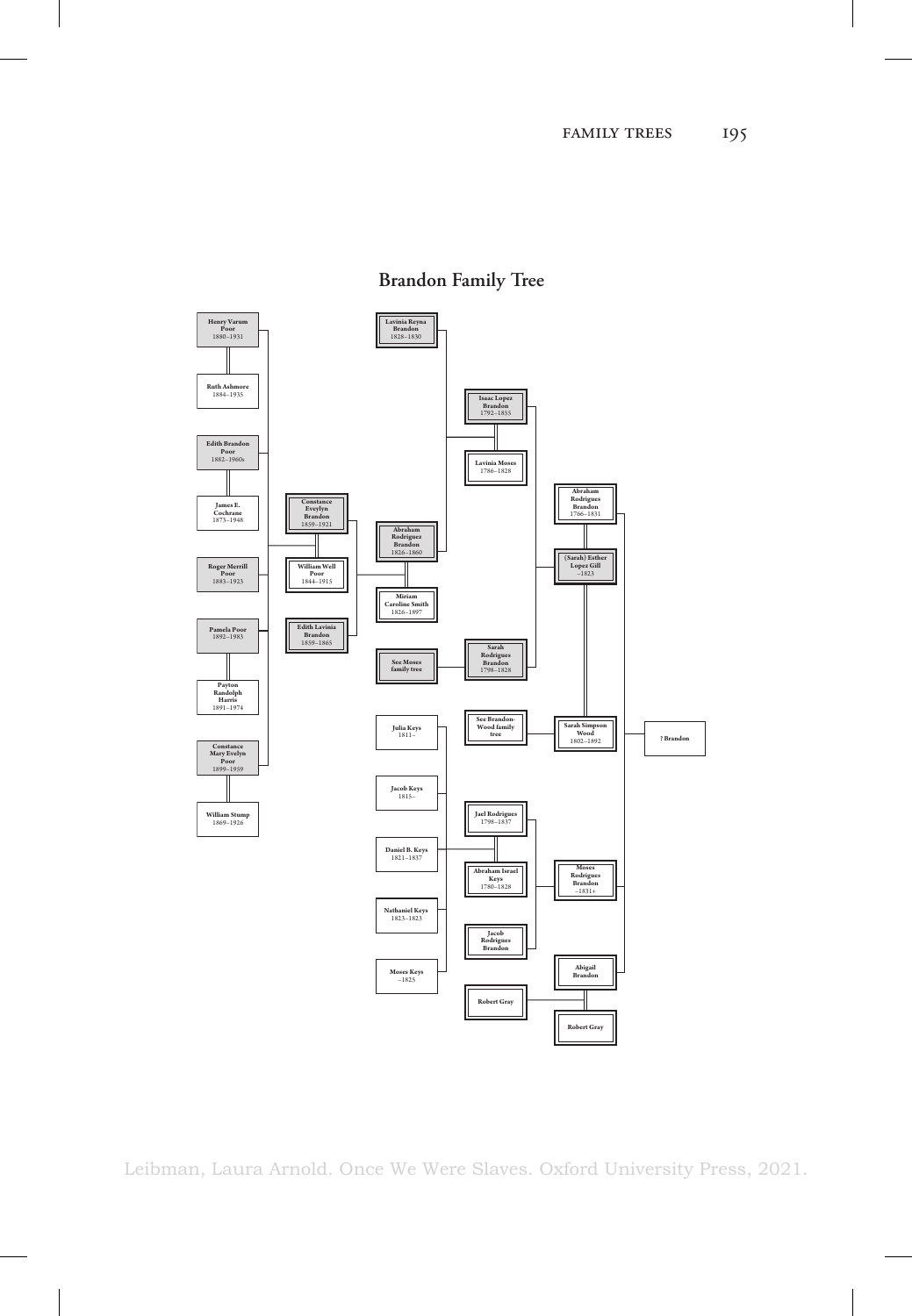# Brandon Family Tree

- **Henry Varum Poor** 1880–1931 = **Ruth Ashmore** 1884–1935
- **Edith Brandon Poor** 1882–1960s = **James E. Cochrane** 1873–1948
- **Roger Merrill Poor** 1883–1923
- **Pamela Poor** 1892–1983 = **Payton Randolph Harris** 1891–1974
- **Constance Mary Evelyn Poor** 1899–1959 = **William Stump** 1869–1926

- **Constance Eveylyn Brandon** 1859–1921 = **William Well Poor** 1844–1915
- **Edith Lavinia Brandon** 1859–1865

- **Lavinia Reyna Brandon** 1828–1830
- **Abraham Rodriguez Brandon** 1826–1860 = **Miriam Caroline Smith** 1826–1897
- **See Moses family tree**

- **Isaac Lopez Brandon** 1792–1855 = **Lavinia Moses** 1786–1828
- **Sarah Rodrigues Brandon** 1798–1828

- **Abraham Rodrigues Brandon** 1766–1831 = **(Sarah) Esther Lopez Gill** –1823
- **Sarah Simpson Wood** 1802–1892
- **See Brandon-Wood family tree**

- **? Brandon**

- **Julia Keys** 1811–
- **Jacob Keys** 1815–
- **Daniel B. Keys** 1821–1837
- **Nathaniel Keys** 1823–1823
- **Moses Keys** –1825

- **Jael Rodrigues** 1798–1837 = **Abraham Israel Keys** 1780–1828
- **Jacob Rodrigues Brandon**
- **Moses Rodrigues Brandon** –1831+
- **Abigail Brandon** = **Robert Gray**
- **Robert Gray**

Leibman, Laura Arnold. Once We Were Slaves. Oxford University Press, 2021.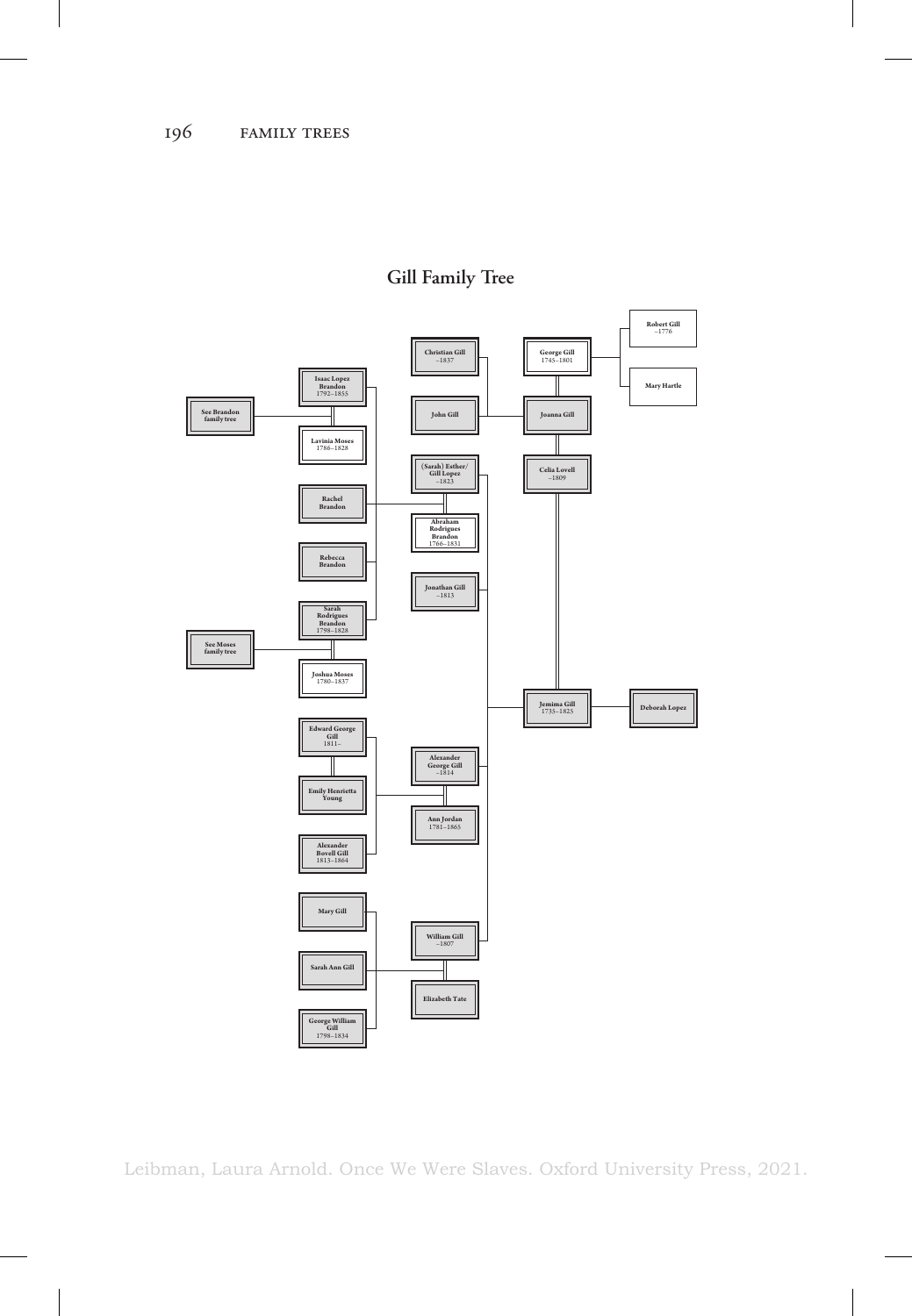## Gill Family Tree

- See Brandon family tree
- Isaac Lopez Brandon 1792–1855
- Lavinia Moses 1786–1828
- Rachel Brandon
- Rebecca Brandon
- Sarah Rodrigues Brandon 1798–1828
- See Moses family tree
- Joshua Moses 1780–1837
- Edward George Gill 1811–
- Emily Henrietta Young
- Alexander Bovell Gill 1813–1864
- Mary Gill
- Sarah Ann Gill
- George William Gill 1798–1834
- Christian Gill –1837
- John Gill
- (Sarah) Esther/ Gill Lopez –1823
- Abraham Rodrigues Brandon 1766–1831
- Jonathan Gill –1813
- Alexander George Gill –1814
- Ann Jordan 1781–1865
- William Gill –1807
- Elizabeth Tate
- George Gill 1745–1801
- Joanna Gill
- Celia Lovell –1809
- Jemima Gill 1735–1825
- Deborah Lopez
- Robert Gill –1776
- Mary Hartle

Leibman, Laura Arnold. Once We Were Slaves. Oxford University Press, 2021.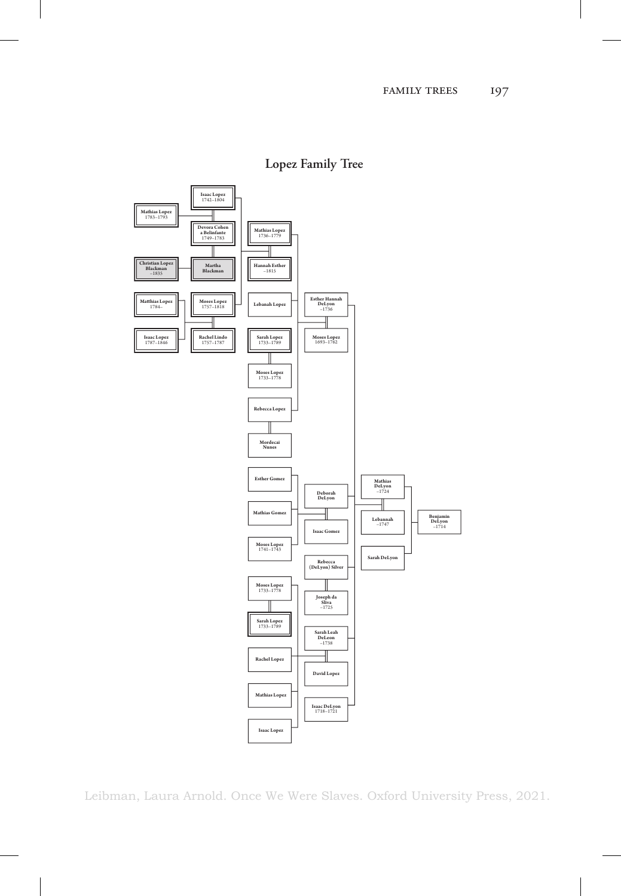# Lopez Family Tree

Isaac Lopez
1742–1804

Mathias Lopez
1783–1793

Devora Cohen a Belinfante
1749–1783

Mathias Lopez
1736–1779

Hannah Esther
–1815

Christian Lopez Blackman
–1835

Martha Blackman

Matthias Lopez
1784–

Moses Lopez
1757–1818

Lebanah Lopez

Esther Hannah DeLyon
–1736

Isaac Lopez
1787–1846

Rachel Lindo
1757–1787

Sarah Lopez
1733–1789

Moses Lopez
1693–1762

Moses Lopez
1733–1778

Rebecca Lopez

Mordecai Nunes

Esther Gomez

Deborah DeLyon

Mathias DeLyon
–1724

Mathias Gomez

Lebannah
–1747

Benjamin DeLyon
–1714

Isaac Gomez

Moses Lopez
1741–1743

Sarah DeLyon

Rebecca (DeLyon) Silver

Moses Lopez
1733–1778

Joseph da Sliva
–1725

Sarah Lopez
1733–1789

Sarah Leah DeLeon
–1738

Rachel Lopez

David Lopez

Mathias Lopez

Isaac DeLyon
1718–1721

Isaac Lopez

Leibman, Laura Arnold. Once We Were Slaves. Oxford University Press, 2021.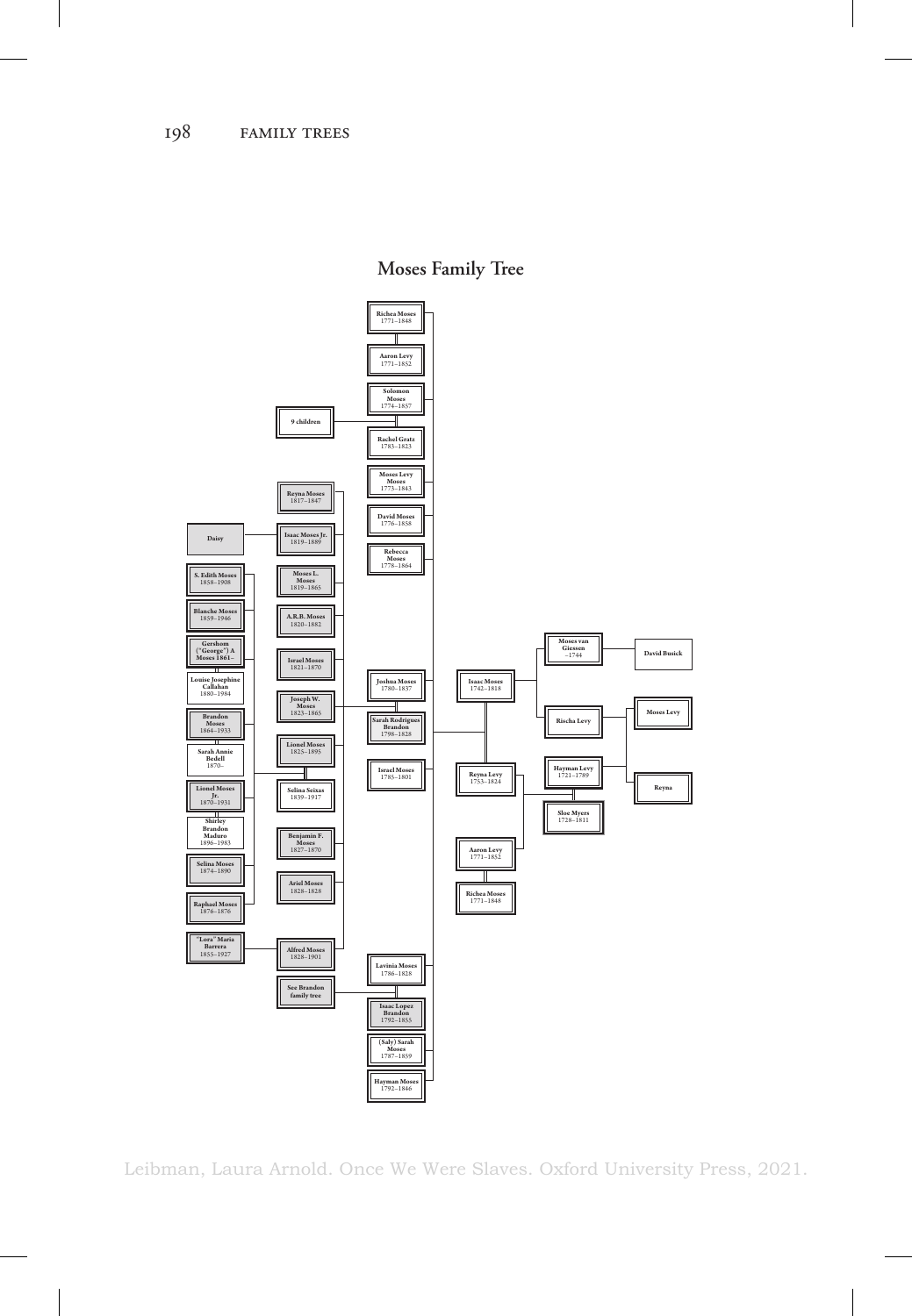## Moses Family Tree

**Richea Moses**
1771–1848

**Aaron Levy**
1771–1852

**Solomon Moses**
1774–1857

**9 children**

**Rachel Gratz**
1783–1823

**Moses Levy Moses**
1773–1843

**Reyna Moses**
1817–1847

**David Moses**
1776–1858

**Daisy**

**Isaac Moses Jr.**
1819–1889

**Rebecca Moses**
1778–1864

**S. Edith Moses**
1858–1908

**Moses L. Moses**
1819–1865

**Blanche Moses**
1859–1946

**A.R.B. Moses**
1820–1882

**Moses van Giessen**
–1744

**David Busick**

**Gershom ("George") A Moses** 1861–

**Israel Moses**
1821–1870

**Louise Josephine Callahan**
1880–1984

**Joshua Moses**
1780–1837

**Isaac Moses**
1742–1818

**Joseph W. Moses**
1823–1865

**Moses Levy**

**Brandon Moses**
1864–1933

**Sarah Rodrigues Brandon**
1798–1828

**Rischa Levy**

**Lionel Moses**
1825–1895

**Sarah Annie Bedell**
1870–

**Israel Moses**
1785–1801

**Hayman Levy**
1721–1789

**Reyna Levy**
1753–1824

**Reyna**

**Lionel Moses Jr.**
1870–1931

**Selina Seixas**
1839–1917

**Sloe Myers**
1728–1811

**Shirley Brandon Maduro**
1896–1983

**Benjamin F. Moses**
1827–1870

**Aaron Levy**
1771–1852

**Selina Moses**
1874–1890

**Ariel Moses**
1828–1828

**Richea Moses**
1771–1848

**Raphael Moses**
1876–1876

**"Lora" Maria Barrera**
1855–1927

**Alfred Moses**
1828–1901

**Lavinia Moses**
1786–1828

**See Brandon family tree**

**Issac Lopez Brandon**
1792–1855

**(Saly) Sarah Moses**
1787–1859

**Hayman Moses**
1792–1846

Leibman, Laura Arnold. Once We Were Slaves. Oxford University Press, 2021.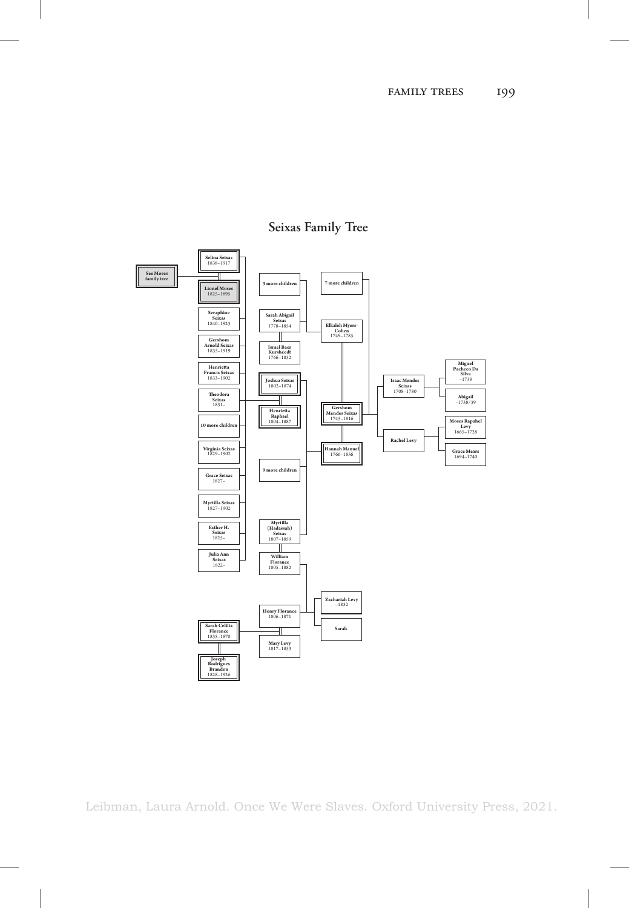## Seixas Family Tree

- See Moses family tree
- Selina Seixas 1838–1917
- Lionel Moses 1825–1895
- Seraphine Seixas 1840–1923
- Gershom Arnold Seixas 1835–1919
- Henrietta Francis Seixas 1833–1902
- Theodora Seixas 1831–
- 10 more children
- Virginia Seixas 1829–1902
- Grace Seixas 1827–
- Myrtilla Seixas 1827–1902
- Esther H. Seixas 1825–
- Julia Ann Seixas 1822–
- 3 more children
- Sarah Abigail Seixas 1778–1854
- Israel Baer Kursheedt 1766–1852
- Joshua Seixas 1802–1874
- Henrietta Raphael 1804–1887
- 9 more children
- Myrtilla (Hadassah) Seixas 1807–1859
- William Florance 1805–1882
- 7 more children
- Elkaleh Myers-Cohen 1749–1785
- Gershom Mendes Seixas 1745–1816
- Hannah Manuel 1766–1856
- Isaac Mendes Seixas 1708–1780
- Rachel Levy
- Miguel Pacheco Da Silva –1738
- Abigail –1738/39
- Moses Rapahel Levy 1665–1728
- Grace Mears 1694–1740
- Zachariah Levy –1832
- Sarah
- Henry Florance 1806–1871
- Mary Levy 1817–1853
- Sarah Celilia Florance 1835–1870
- Joseph Rodrigues Brandon 1828–1926

Leibman, Laura Arnold. Once We Were Slaves. Oxford University Press, 2021.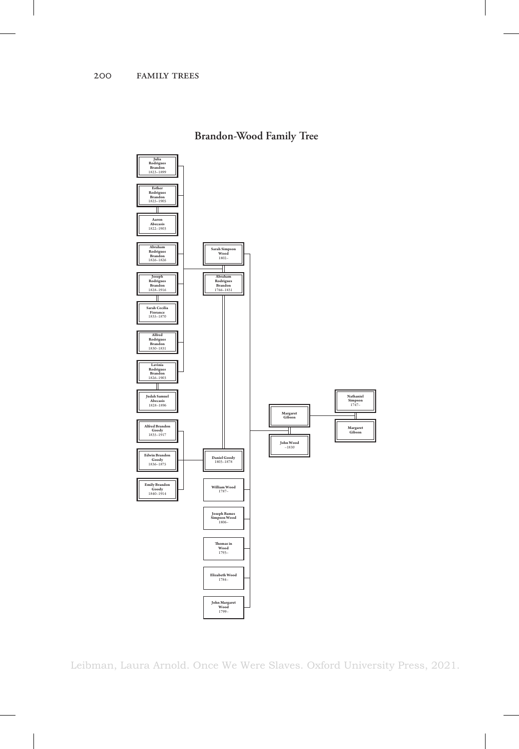## Brandon-Wood Family Tree

Julia Rodrigues Brandon
1823–1899

Esther Rodrigues Brandon
1825–1905

Aaron Abecasis
1822–1903

Abraham Rodrigues Brandon
1826–1826

Joseph Rodrigues Brandon
1828–1916

Sarah Cecilia Fiorance
1835–1870

Alfred Rodrigues Brandon
1830–1831

Lavinia Rodrigues Brandon
1826–1903

Judah Samuel Abecasis
1828–1896

Alfred Brandon Goody
1835–1917

Edwin Brandon Goody
1836–1875

Emily Brandon Goody
1840–1914

Sarah Simpson Wood
1802–

Abraham Rodrigues Brandon
1766–1831

Daniel Goody
1803–1878

William Wood
1787–

Joseph Bames Simpson Wood
1806–

Thomas in Wood
1793–

Elizabeth Wood
1784–

John Margaret Wood
1799–

Margaret Gibson

John Wood
–1830

Nathaniel Simpson
1747–

Margaret Gibson

Leibman, Laura Arnold. Once We Were Slaves. Oxford University Press, 2021.